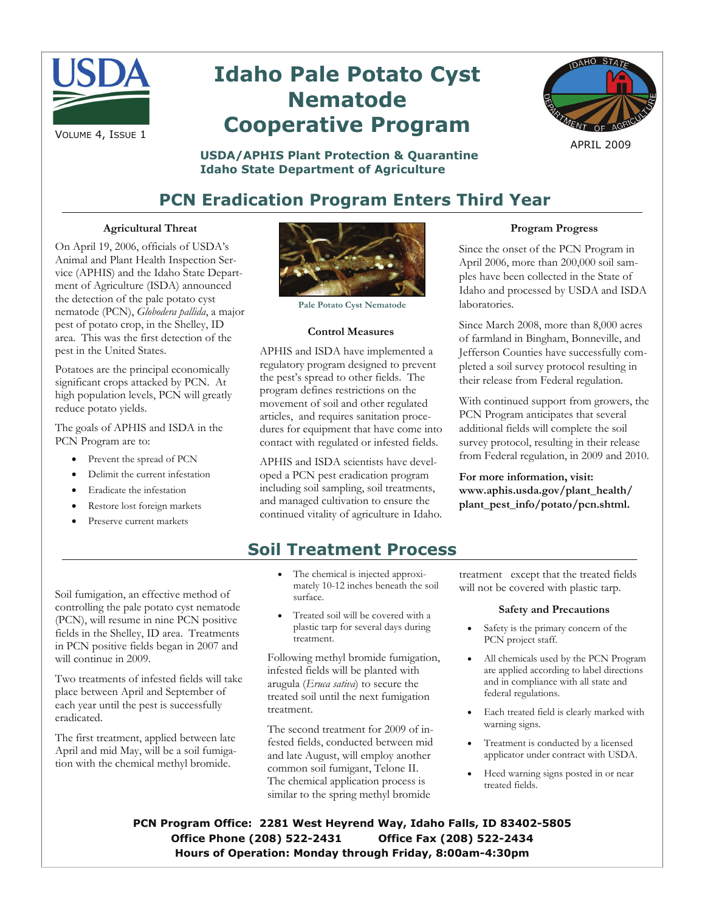# Idaho Pale Potato Cyst Nematode Cooperative Program

VOLUME 4, ISSUE 1

APRIL 2009

**USDA/APHIS Plant Protection & Quarantine**
**Idaho State Department of Agriculture**

## PCN Eradication Program Enters Third Year

### Agricultural Threat

On April 19, 2006, officials of USDA's Animal and Plant Health Inspection Service (APHIS) and the Idaho State Department of Agriculture (ISDA) announced the detection of the pale potato cyst nematode (PCN), *Globodera pallida*, a major pest of potato crop, in the Shelley, ID area. This was the first detection of the pest in the United States.

Potatoes are the principal economically significant crops attacked by PCN. At high population levels, PCN will greatly reduce potato yields.

The goals of APHIS and ISDA in the PCN Program are to:

- Prevent the spread of PCN
- Delimit the current infestation
- Eradicate the infestation
- Restore lost foreign markets
- Preserve current markets

Pale Potato Cyst Nematode

### Control Measures

APHIS and ISDA have implemented a regulatory program designed to prevent the pest's spread to other fields. The program defines restrictions on the movement of soil and other regulated articles, and requires sanitation procedures for equipment that have come into contact with regulated or infested fields.

APHIS and ISDA scientists have developed a PCN pest eradication program including soil sampling, soil treatments, and managed cultivation to ensure the continued vitality of agriculture in Idaho.

### Program Progress

Since the onset of the PCN Program in April 2006, more than 200,000 soil samples have been collected in the State of Idaho and processed by USDA and ISDA laboratories.

Since March 2008, more than 8,000 acres of farmland in Bingham, Bonneville, and Jefferson Counties have successfully completed a soil survey protocol resulting in their release from Federal regulation.

With continued support from growers, the PCN Program anticipates that several additional fields will complete the soil survey protocol, resulting in their release from Federal regulation, in 2009 and 2010.

**For more information, visit: www.aphis.usda.gov/plant_health/plant_pest_info/potato/pcn.shtml.**

## Soil Treatment Process

Soil fumigation, an effective method of controlling the pale potato cyst nematode (PCN), will resume in nine PCN positive fields in the Shelley, ID area. Treatments in PCN positive fields began in 2007 and will continue in 2009.

Two treatments of infested fields will take place between April and September of each year until the pest is successfully eradicated.

The first treatment, applied between late April and mid May, will be a soil fumigation with the chemical methyl bromide.

- The chemical is injected approximately 10-12 inches beneath the soil surface.
- Treated soil will be covered with a plastic tarp for several days during treatment.

Following methyl bromide fumigation, infested fields will be planted with arugula (*Eruca sativa*) to secure the treated soil until the next fumigation treatment.

The second treatment for 2009 of infested fields, conducted between mid and late August, will employ another common soil fumigant, Telone II. The chemical application process is similar to the spring methyl bromide treatment except that the treated fields will not be covered with plastic tarp.

### Safety and Precautions

- Safety is the primary concern of the PCN project staff.
- All chemicals used by the PCN Program are applied according to label directions and in compliance with all state and federal regulations.
- Each treated field is clearly marked with warning signs.
- Treatment is conducted by a licensed applicator under contract with USDA.
- Heed warning signs posted in or near treated fields.

**PCN Program Office: 2281 West Heyrend Way, Idaho Falls, ID 83402-5805**
**Office Phone (208) 522-2431 Office Fax (208) 522-2434**
**Hours of Operation: Monday through Friday, 8:00am-4:30pm**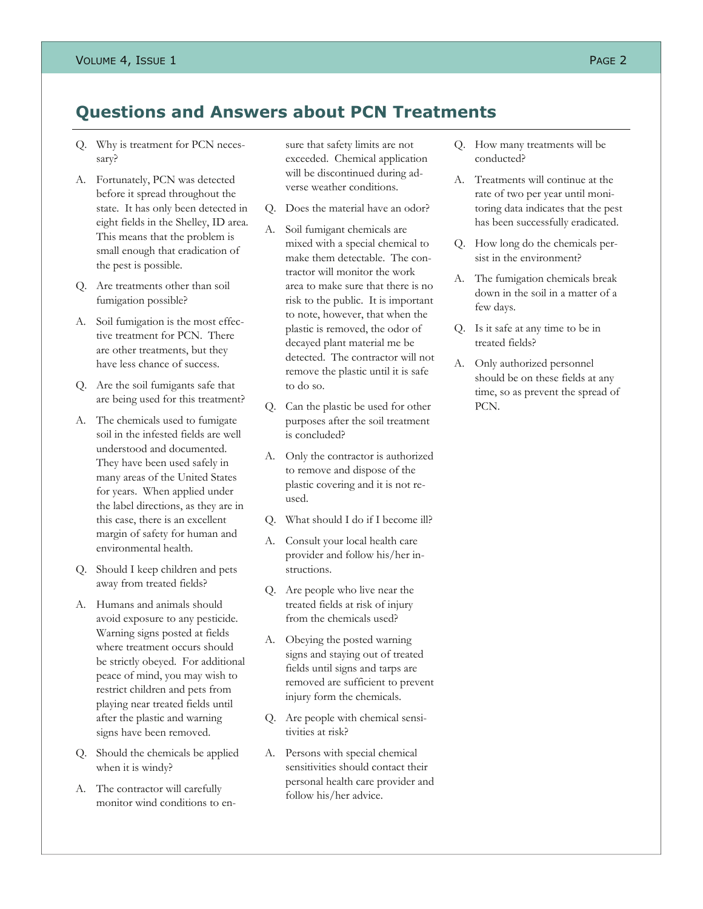## Questions and Answers about PCN Treatments

Q. Why is treatment for PCN necessary?

A. Fortunately, PCN was detected before it spread throughout the state. It has only been detected in eight fields in the Shelley, ID area. This means that the problem is small enough that eradication of the pest is possible.

Q. Are treatments other than soil fumigation possible?

A. Soil fumigation is the most effective treatment for PCN. There are other treatments, but they have less chance of success.

Q. Are the soil fumigants safe that are being used for this treatment?

A. The chemicals used to fumigate soil in the infested fields are well understood and documented. They have been used safely in many areas of the United States for years. When applied under the label directions, as they are in this case, there is an excellent margin of safety for human and environmental health.

Q. Should I keep children and pets away from treated fields?

A. Humans and animals should avoid exposure to any pesticide. Warning signs posted at fields where treatment occurs should be strictly obeyed. For additional peace of mind, you may wish to restrict children and pets from playing near treated fields until after the plastic and warning signs have been removed.

Q. Should the chemicals be applied when it is windy?

A. The contractor will carefully monitor wind conditions to ensure that safety limits are not exceeded. Chemical application will be discontinued during adverse weather conditions.

Q. Does the material have an odor?

A. Soil fumigant chemicals are mixed with a special chemical to make them detectable. The contractor will monitor the work area to make sure that there is no risk to the public. It is important to note, however, that when the plastic is removed, the odor of decayed plant material me be detected. The contractor will not remove the plastic until it is safe to do so.

Q. Can the plastic be used for other purposes after the soil treatment is concluded?

A. Only the contractor is authorized to remove and dispose of the plastic covering and it is not reused.

Q. What should I do if I become ill?

A. Consult your local health care provider and follow his/her instructions.

Q. Are people who live near the treated fields at risk of injury from the chemicals used?

A. Obeying the posted warning signs and staying out of treated fields until signs and tarps are removed are sufficient to prevent injury form the chemicals.

Q. Are people with chemical sensitivities at risk?

A. Persons with special chemical sensitivities should contact their personal health care provider and follow his/her advice.

Q. How many treatments will be conducted?

A. Treatments will continue at the rate of two per year until monitoring data indicates that the pest has been successfully eradicated.

Q. How long do the chemicals persist in the environment?

A. The fumigation chemicals break down in the soil in a matter of a few days.

Q. Is it safe at any time to be in treated fields?

A. Only authorized personnel should be on these fields at any time, so as prevent the spread of PCN.